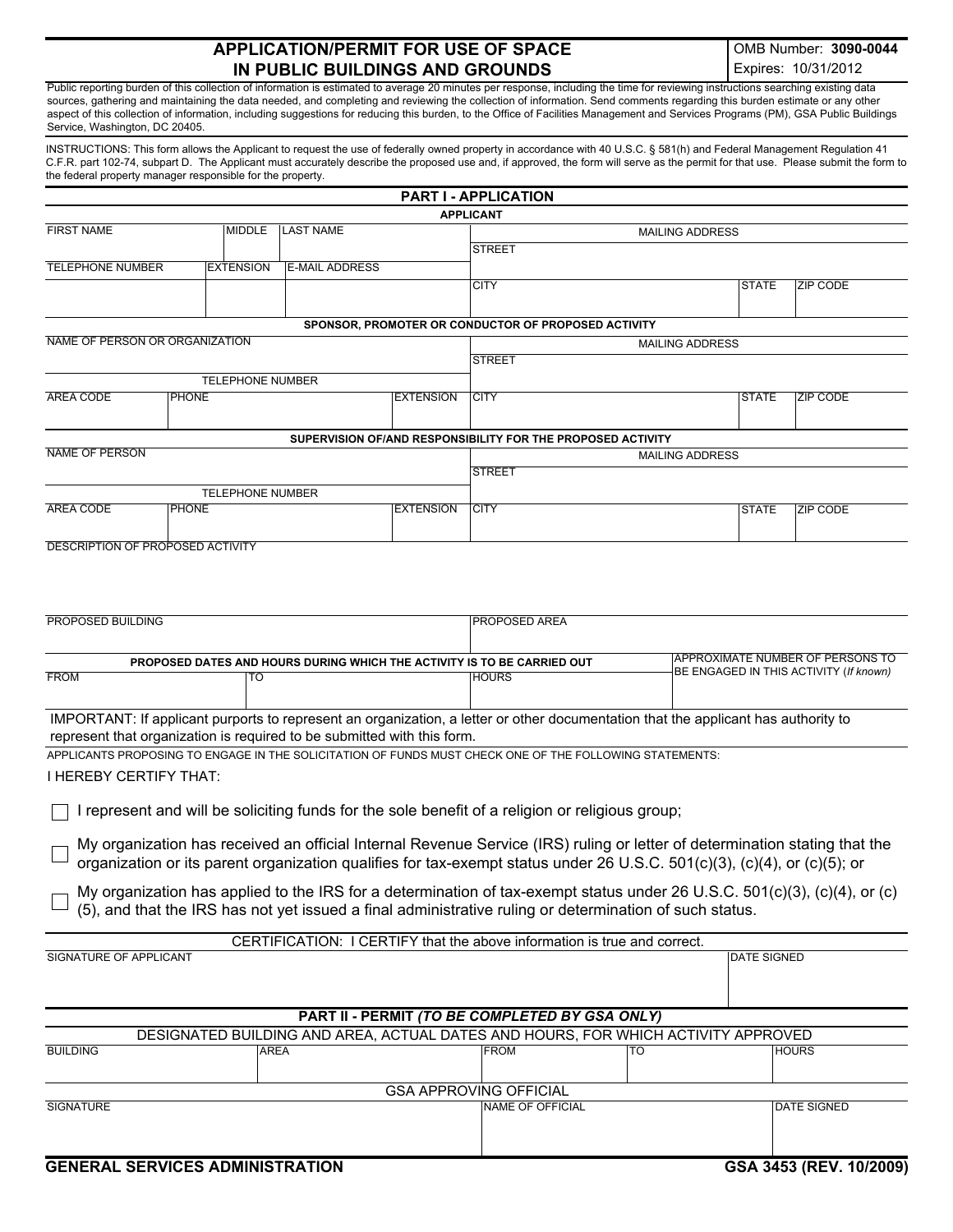# APPLICATION/PERMIT FOR USE OF SPACE IN PUBLIC BUILDINGS AND GROUNDS

OMB Number: **3090-0044**
Expires: 10/31/2012

Public reporting burden of this collection of information is estimated to average 20 minutes per response, including the time for reviewing instructions searching existing data sources, gathering and maintaining the data needed, and completing and reviewing the collection of information. Send comments regarding this burden estimate or any other aspect of this collection of information, including suggestions for reducing this burden, to the Office of Facilities Management and Services Programs (PM), GSA Public Buildings Service, Washington, DC 20405.

INSTRUCTIONS: This form allows the Applicant to request the use of federally owned property in accordance with 40 U.S.C. § 581(h) and Federal Management Regulation 41 C.F.R. part 102-74, subpart D. The Applicant must accurately describe the proposed use and, if approved, the form will serve as the permit for that use. Please submit the form to the federal property manager responsible for the property.

## PART I - APPLICATION

### APPLICANT

| FIRST NAME | MIDDLE | LAST NAME | MAILING ADDRESS | | |
|---|---|---|---|---|---|
| | | | STREET | | |
| TELEPHONE NUMBER | EXTENSION | E-MAIL ADDRESS | CITY | STATE | ZIP CODE |
| | | | | | |

### SPONSOR, PROMOTER OR CONDUCTOR OF PROPOSED ACTIVITY

| NAME OF PERSON OR ORGANIZATION | | | MAILING ADDRESS | | |
|---|---|---|---|---|---|
| | | | STREET | | |
| TELEPHONE NUMBER | | | | | |
| AREA CODE | PHONE | EXTENSION | CITY | STATE | ZIP CODE |
| | | | | | |

### SUPERVISION OF/AND RESPONSIBILITY FOR THE PROPOSED ACTIVITY

| NAME OF PERSON | | | MAILING ADDRESS | | |
|---|---|---|---|---|---|
| | | | STREET | | |
| TELEPHONE NUMBER | | | | | |
| AREA CODE | PHONE | EXTENSION | CITY | STATE | ZIP CODE |
| | | | | | |

DESCRIPTION OF PROPOSED ACTIVITY

| PROPOSED BUILDING | PROPOSED AREA |
|---|---|
| | |

| PROPOSED DATES AND HOURS DURING WHICH THE ACTIVITY IS TO BE CARRIED OUT | | | APPROXIMATE NUMBER OF PERSONS TO BE ENGAGED IN THIS ACTIVITY (*If known*) |
|---|---|---|---|
| FROM | TO | HOURS | |
| | | | |

IMPORTANT: If applicant purports to represent an organization, a letter or other documentation that the applicant has authority to represent that organization is required to be submitted with this form.

APPLICANTS PROPOSING TO ENGAGE IN THE SOLICITATION OF FUNDS MUST CHECK ONE OF THE FOLLOWING STATEMENTS:

I HEREBY CERTIFY THAT:

- ☐ I represent and will be soliciting funds for the sole benefit of a religion or religious group;
- ☐ My organization has received an official Internal Revenue Service (IRS) ruling or letter of determination stating that the organization or its parent organization qualifies for tax-exempt status under 26 U.S.C. 501(c)(3), (c)(4), or (c)(5); or
- ☐ My organization has applied to the IRS for a determination of tax-exempt status under 26 U.S.C. 501(c)(3), (c)(4), or (c)(5), and that the IRS has not yet issued a final administrative ruling or determination of such status.

CERTIFICATION: I CERTIFY that the above information is true and correct.

| SIGNATURE OF APPLICANT | DATE SIGNED |
|---|---|
| | |

## PART II - PERMIT *(TO BE COMPLETED BY GSA ONLY)*

DESIGNATED BUILDING AND AREA, ACTUAL DATES AND HOURS, FOR WHICH ACTIVITY APPROVED

| BUILDING | AREA | FROM | TO | HOURS |
|---|---|---|---|---|
| | | | | |

GSA APPROVING OFFICIAL

| SIGNATURE | NAME OF OFFICIAL | DATE SIGNED |
|---|---|---|
| | | |

**GENERAL SERVICES ADMINISTRATION** **GSA 3453 (REV. 10/2009)**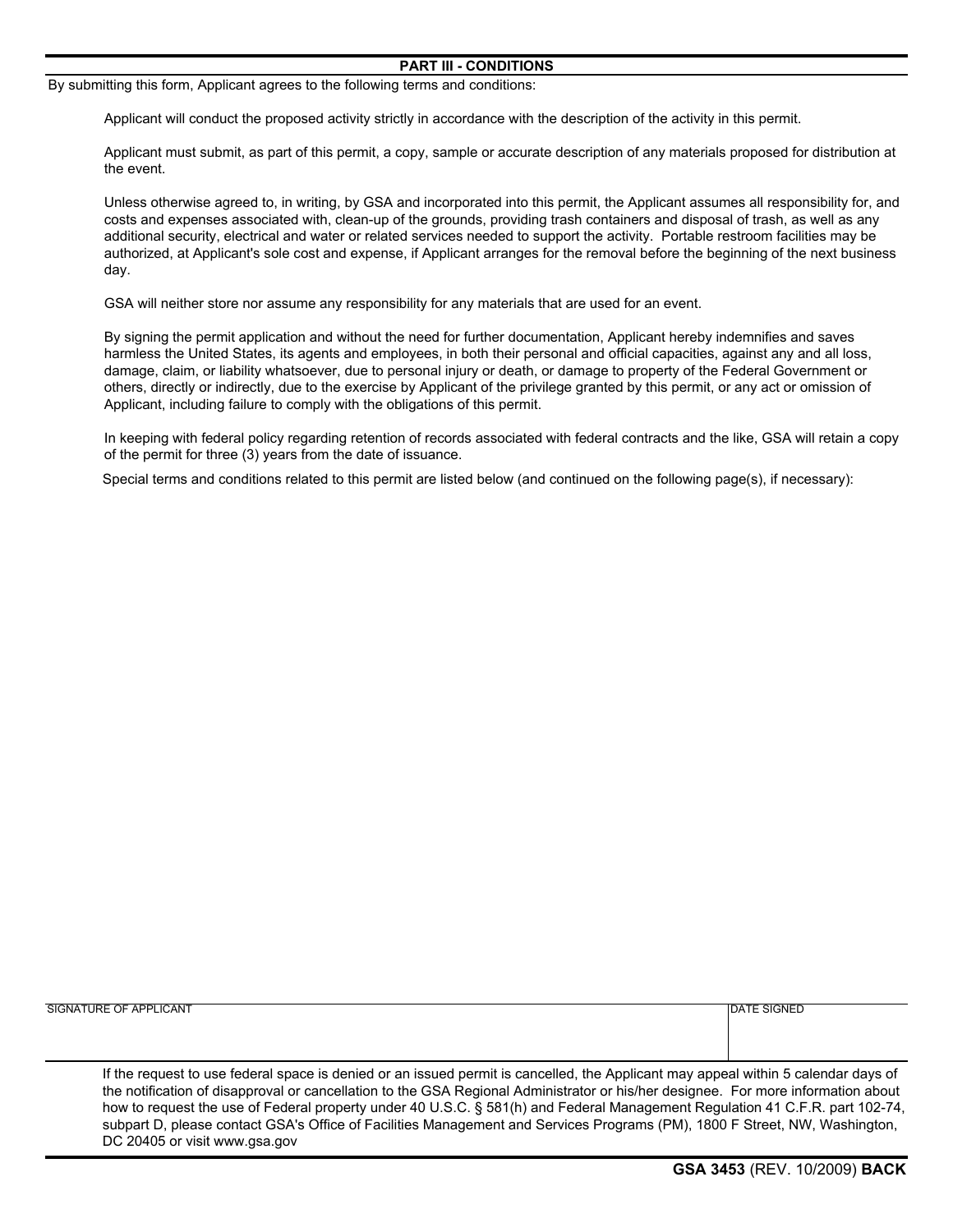## PART III - CONDITIONS

By submitting this form, Applicant agrees to the following terms and conditions:

Applicant will conduct the proposed activity strictly in accordance with the description of the activity in this permit.

Applicant must submit, as part of this permit, a copy, sample or accurate description of any materials proposed for distribution at the event.

Unless otherwise agreed to, in writing, by GSA and incorporated into this permit, the Applicant assumes all responsibility for, and costs and expenses associated with, clean-up of the grounds, providing trash containers and disposal of trash, as well as any additional security, electrical and water or related services needed to support the activity. Portable restroom facilities may be authorized, at Applicant's sole cost and expense, if Applicant arranges for the removal before the beginning of the next business day.

GSA will neither store nor assume any responsibility for any materials that are used for an event.

By signing the permit application and without the need for further documentation, Applicant hereby indemnifies and saves harmless the United States, its agents and employees, in both their personal and official capacities, against any and all loss, damage, claim, or liability whatsoever, due to personal injury or death, or damage to property of the Federal Government or others, directly or indirectly, due to the exercise by Applicant of the privilege granted by this permit, or any act or omission of Applicant, including failure to comply with the obligations of this permit.

In keeping with federal policy regarding retention of records associated with federal contracts and the like, GSA will retain a copy of the permit for three (3) years from the date of issuance.

Special terms and conditions related to this permit are listed below (and continued on the following page(s), if necessary):

| SIGNATURE OF APPLICANT | DATE SIGNED |
|---|---|
| | |

If the request to use federal space is denied or an issued permit is cancelled, the Applicant may appeal within 5 calendar days of the notification of disapproval or cancellation to the GSA Regional Administrator or his/her designee. For more information about how to request the use of Federal property under 40 U.S.C. § 581(h) and Federal Management Regulation 41 C.F.R. part 102-74, subpart D, please contact GSA's Office of Facilities Management and Services Programs (PM), 1800 F Street, NW, Washington, DC 20405 or visit www.gsa.gov

**GSA 3453** (REV. 10/2009) **BACK**